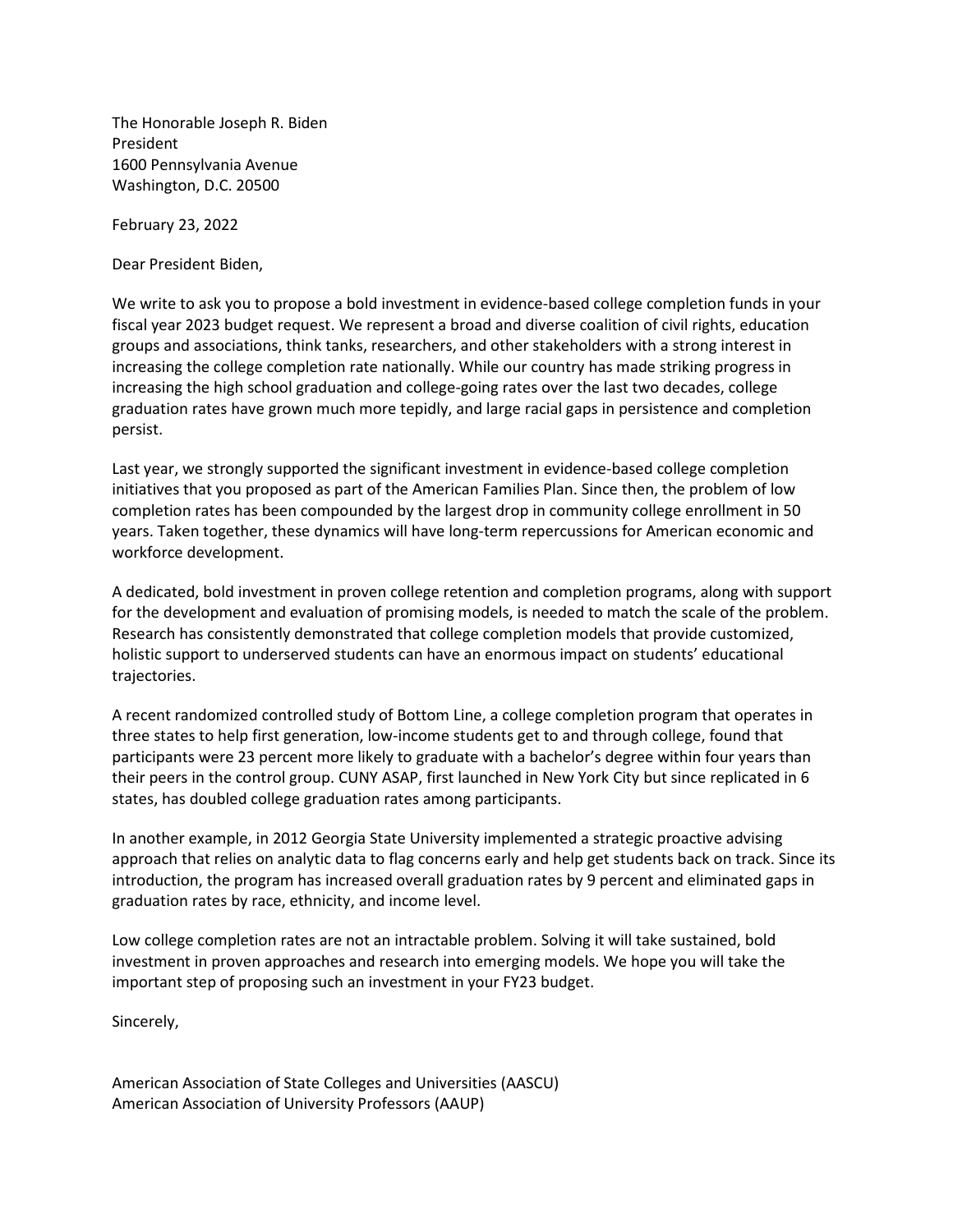The Honorable Joseph R. Biden
President
1600 Pennsylvania Avenue
Washington, D.C. 20500

February 23, 2022

Dear President Biden,

We write to ask you to propose a bold investment in evidence-based college completion funds in your fiscal year 2023 budget request. We represent a broad and diverse coalition of civil rights, education groups and associations, think tanks, researchers, and other stakeholders with a strong interest in increasing the college completion rate nationally. While our country has made striking progress in increasing the high school graduation and college-going rates over the last two decades, college graduation rates have grown much more tepidly, and large racial gaps in persistence and completion persist.

Last year, we strongly supported the significant investment in evidence-based college completion initiatives that you proposed as part of the American Families Plan. Since then, the problem of low completion rates has been compounded by the largest drop in community college enrollment in 50 years. Taken together, these dynamics will have long-term repercussions for American economic and workforce development.

A dedicated, bold investment in proven college retention and completion programs, along with support for the development and evaluation of promising models, is needed to match the scale of the problem. Research has consistently demonstrated that college completion models that provide customized, holistic support to underserved students can have an enormous impact on students' educational trajectories.

A recent randomized controlled study of Bottom Line, a college completion program that operates in three states to help first generation, low-income students get to and through college, found that participants were 23 percent more likely to graduate with a bachelor's degree within four years than their peers in the control group. CUNY ASAP, first launched in New York City but since replicated in 6 states, has doubled college graduation rates among participants.

In another example, in 2012 Georgia State University implemented a strategic proactive advising approach that relies on analytic data to flag concerns early and help get students back on track. Since its introduction, the program has increased overall graduation rates by 9 percent and eliminated gaps in graduation rates by race, ethnicity, and income level.

Low college completion rates are not an intractable problem. Solving it will take sustained, bold investment in proven approaches and research into emerging models. We hope you will take the important step of proposing such an investment in your FY23 budget.

Sincerely,

American Association of State Colleges and Universities (AASCU)
American Association of University Professors (AAUP)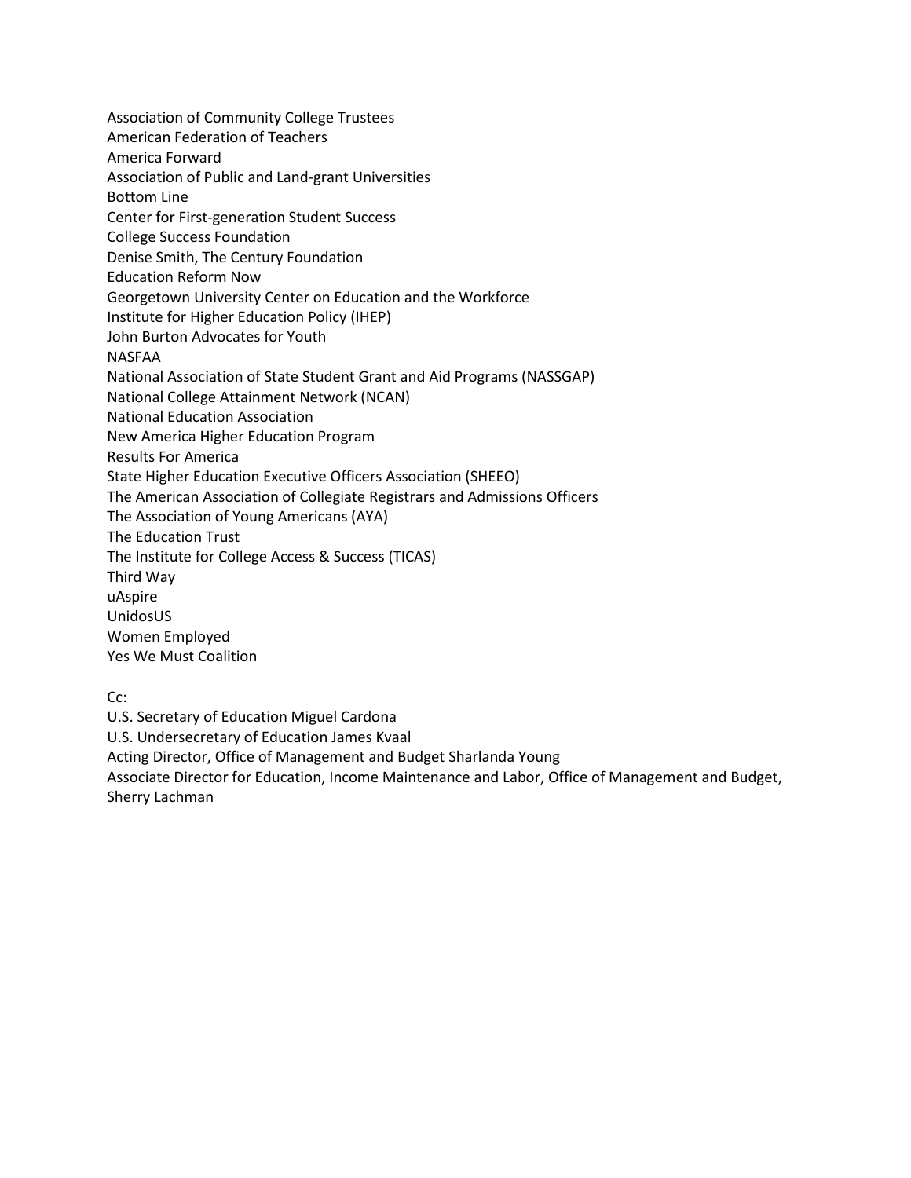Association of Community College Trustees
American Federation of Teachers
America Forward
Association of Public and Land-grant Universities
Bottom Line
Center for First-generation Student Success
College Success Foundation
Denise Smith, The Century Foundation
Education Reform Now
Georgetown University Center on Education and the Workforce
Institute for Higher Education Policy (IHEP)
John Burton Advocates for Youth
NASFAA
National Association of State Student Grant and Aid Programs (NASSGAP)
National College Attainment Network (NCAN)
National Education Association
New America Higher Education Program
Results For America
State Higher Education Executive Officers Association (SHEEO)
The American Association of Collegiate Registrars and Admissions Officers
The Association of Young Americans (AYA)
The Education Trust
The Institute for College Access & Success (TICAS)
Third Way
uAspire
UnidosUS
Women Employed
Yes We Must Coalition

Cc:
U.S. Secretary of Education Miguel Cardona
U.S. Undersecretary of Education James Kvaal
Acting Director, Office of Management and Budget Sharlanda Young
Associate Director for Education, Income Maintenance and Labor, Office of Management and Budget, Sherry Lachman